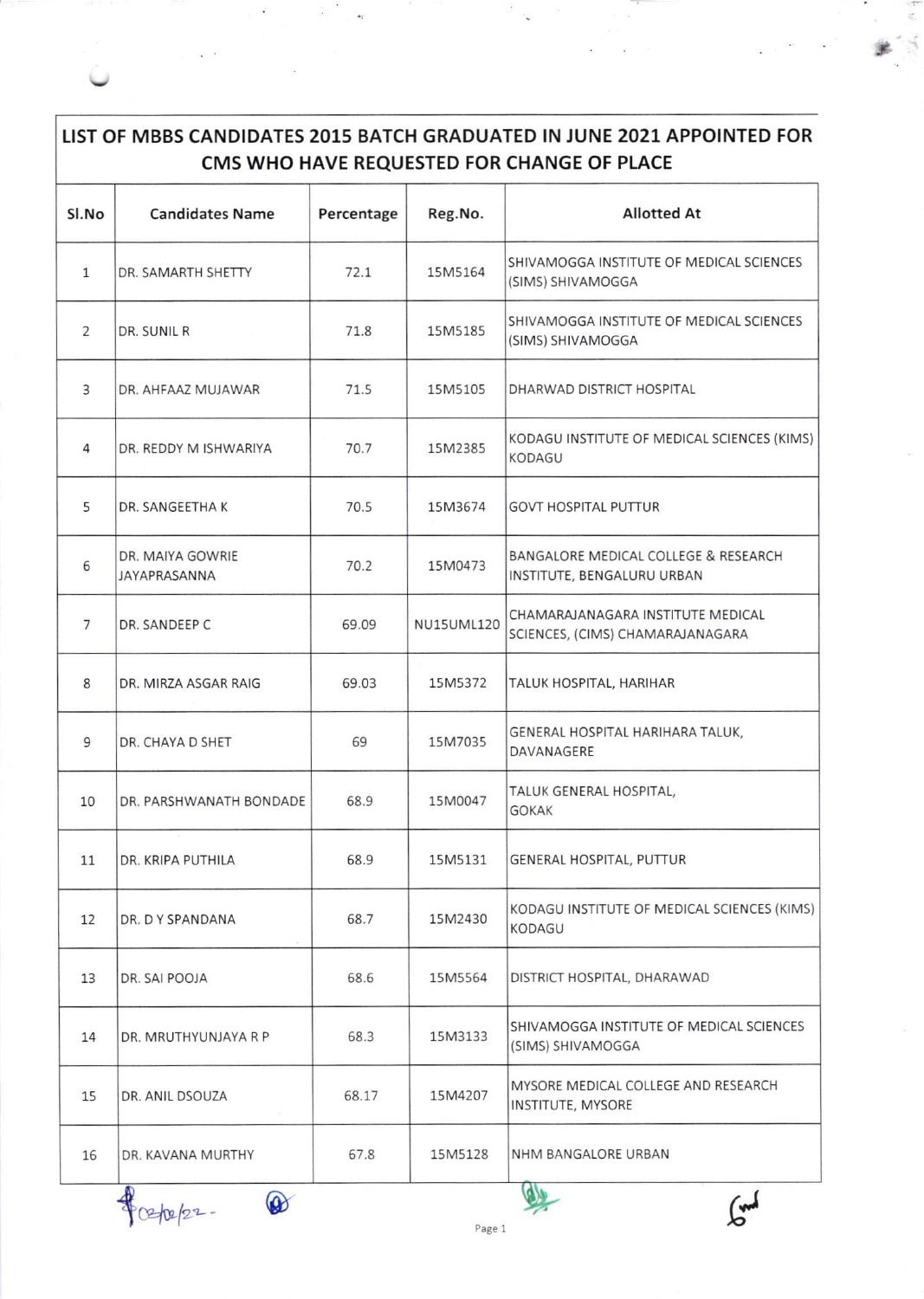# LIST OF MBBS CANDIDATES 2015 BATCH GRADUATED IN JUNE 2021 APPOINTED FOR CMS WHO HAVE REQUESTED FOR CHANGE OF PLACE

| Sl.No | Candidates Name | Percentage | Reg.No. | Allotted At |
|---|---|---|---|---|
| 1 | DR. SAMARTH SHETTY | 72.1 | 15M5164 | SHIVAMOGGA INSTITUTE OF MEDICAL SCIENCES (SIMS) SHIVAMOGGA |
| 2 | DR. SUNIL R | 71.8 | 15M5185 | SHIVAMOGGA INSTITUTE OF MEDICAL SCIENCES (SIMS) SHIVAMOGGA |
| 3 | DR. AHFAAZ MUJAWAR | 71.5 | 15M5105 | DHARWAD DISTRICT HOSPITAL |
| 4 | DR. REDDY M ISHWARIYA | 70.7 | 15M2385 | KODAGU INSTITUTE OF MEDICAL SCIENCES (KIMS) KODAGU |
| 5 | DR. SANGEETHA K | 70.5 | 15M3674 | GOVT HOSPITAL PUTTUR |
| 6 | DR. MAIYA GOWRIE JAYAPRASANNA | 70.2 | 15M0473 | BANGALORE MEDICAL COLLEGE & RESEARCH INSTITUTE, BENGALURU URBAN |
| 7 | DR. SANDEEP C | 69.09 | NU15UML120 | CHAMARAJANAGARA INSTITUTE MEDICAL SCIENCES, (CIMS) CHAMARAJANAGARA |
| 8 | DR. MIRZA ASGAR RAIG | 69.03 | 15M5372 | TALUK HOSPITAL, HARIHAR |
| 9 | DR. CHAYA D SHET | 69 | 15M7035 | GENERAL HOSPITAL HARIHARA TALUK, DAVANAGERE |
| 10 | DR. PARSHWANATH BONDADE | 68.9 | 15M0047 | TALUK GENERAL HOSPITAL, GOKAK |
| 11 | DR. KRIPA PUTHILA | 68.9 | 15M5131 | GENERAL HOSPITAL, PUTTUR |
| 12 | DR. D Y SPANDANA | 68.7 | 15M2430 | KODAGU INSTITUTE OF MEDICAL SCIENCES (KIMS) KODAGU |
| 13 | DR. SAI POOJA | 68.6 | 15M5564 | DISTRICT HOSPITAL, DHARAWAD |
| 14 | DR. MRUTHYUNJAYA R P | 68.3 | 15M3133 | SHIVAMOGGA INSTITUTE OF MEDICAL SCIENCES (SIMS) SHIVAMOGGA |
| 15 | DR. ANIL DSOUZA | 68.17 | 15M4207 | MYSORE MEDICAL COLLEGE AND RESEARCH INSTITUTE, MYSORE |
| 16 | DR. KAVANA MURTHY | 67.8 | 15M5128 | NHM BANGALORE URBAN |

02/02/22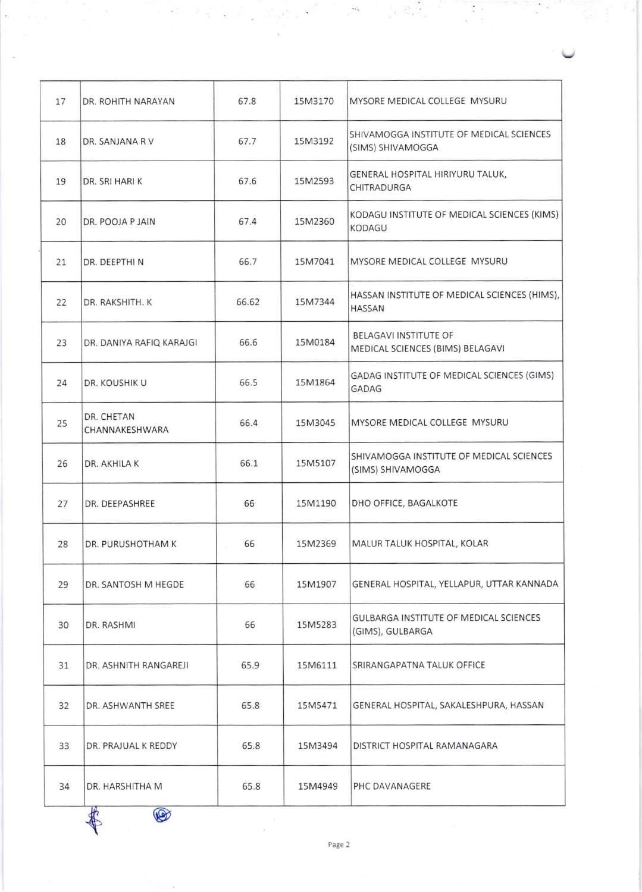| 17 | DR. ROHITH NARAYAN | 67.8 | 15M3170 | MYSORE MEDICAL COLLEGE MYSURU |
|---|---|---|---|---|
| 18 | DR. SANJANA R V | 67.7 | 15M3192 | SHIVAMOGGA INSTITUTE OF MEDICAL SCIENCES (SIMS) SHIVAMOGGA |
| 19 | DR. SRI HARI K | 67.6 | 15M2593 | GENERAL HOSPITAL HIRIYURU TALUK, CHITRADURGA |
| 20 | DR. POOJA P JAIN | 67.4 | 15M2360 | KODAGU INSTITUTE OF MEDICAL SCIENCES (KIMS) KODAGU |
| 21 | DR. DEEPTHI N | 66.7 | 15M7041 | MYSORE MEDICAL COLLEGE MYSURU |
| 22 | DR. RAKSHITH. K | 66.62 | 15M7344 | HASSAN INSTITUTE OF MEDICAL SCIENCES (HIMS), HASSAN |
| 23 | DR. DANIYA RAFIQ KARAJGI | 66.6 | 15M0184 | BELAGAVI INSTITUTE OF MEDICAL SCIENCES (BIMS) BELAGAVI |
| 24 | DR. KOUSHIK U | 66.5 | 15M1864 | GADAG INSTITUTE OF MEDICAL SCIENCES (GIMS) GADAG |
| 25 | DR. CHETAN CHANNAKESHWARA | 66.4 | 15M3045 | MYSORE MEDICAL COLLEGE MYSURU |
| 26 | DR. AKHILA K | 66.1 | 15M5107 | SHIVAMOGGA INSTITUTE OF MEDICAL SCIENCES (SIMS) SHIVAMOGGA |
| 27 | DR. DEEPASHREE | 66 | 15M1190 | DHO OFFICE, BAGALKOTE |
| 28 | DR. PURUSHOTHAM K | 66 | 15M2369 | MALUR TALUK HOSPITAL, KOLAR |
| 29 | DR. SANTOSH M HEGDE | 66 | 15M1907 | GENERAL HOSPITAL, YELLAPUR, UTTAR KANNADA |
| 30 | DR. RASHMI | 66 | 15M5283 | GULBARGA INSTITUTE OF MEDICAL SCIENCES (GIMS), GULBARGA |
| 31 | DR. ASHNITH RANGAREJI | 65.9 | 15M6111 | SRIRANGAPATNA TALUK OFFICE |
| 32 | DR. ASHWANTH SREE | 65.8 | 15M5471 | GENERAL HOSPITAL, SAKALESHPURA, HASSAN |
| 33 | DR. PRAJUAL K REDDY | 65.8 | 15M3494 | DISTRICT HOSPITAL RAMANAGARA |
| 34 | DR. HARSHITHA M | 65.8 | 15M4949 | PHC DAVANAGERE |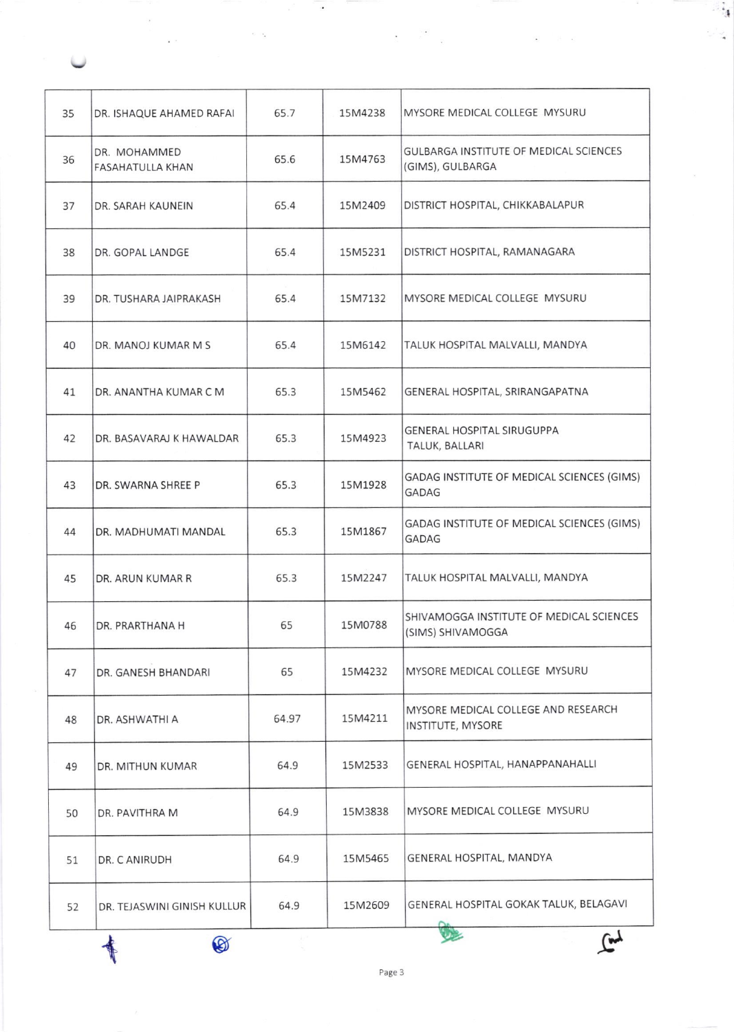| | | | | |
|---|---|---|---|---|
| 35 | DR. ISHAQUE AHAMED RAFAI | 65.7 | 15M4238 | MYSORE MEDICAL COLLEGE MYSURU |
| 36 | DR. MOHAMMED FASAHATULLA KHAN | 65.6 | 15M4763 | GULBARGA INSTITUTE OF MEDICAL SCIENCES (GIMS), GULBARGA |
| 37 | DR. SARAH KAUNEIN | 65.4 | 15M2409 | DISTRICT HOSPITAL, CHIKKABALAPUR |
| 38 | DR. GOPAL LANDGE | 65.4 | 15M5231 | DISTRICT HOSPITAL, RAMANAGARA |
| 39 | DR. TUSHARA JAIPRAKASH | 65.4 | 15M7132 | MYSORE MEDICAL COLLEGE MYSURU |
| 40 | DR. MANOJ KUMAR M S | 65.4 | 15M6142 | TALUK HOSPITAL MALVALLI, MANDYA |
| 41 | DR. ANANTHA KUMAR C M | 65.3 | 15M5462 | GENERAL HOSPITAL, SRIRANGAPATNA |
| 42 | DR. BASAVARAJ K HAWALDAR | 65.3 | 15M4923 | GENERAL HOSPITAL SIRUGUPPA TALUK, BALLARI |
| 43 | DR. SWARNA SHREE P | 65.3 | 15M1928 | GADAG INSTITUTE OF MEDICAL SCIENCES (GIMS) GADAG |
| 44 | DR. MADHUMATI MANDAL | 65.3 | 15M1867 | GADAG INSTITUTE OF MEDICAL SCIENCES (GIMS) GADAG |
| 45 | DR. ARUN KUMAR R | 65.3 | 15M2247 | TALUK HOSPITAL MALVALLI, MANDYA |
| 46 | DR. PRARTHANA H | 65 | 15M0788 | SHIVAMOGGA INSTITUTE OF MEDICAL SCIENCES (SIMS) SHIVAMOGGA |
| 47 | DR. GANESH BHANDARI | 65 | 15M4232 | MYSORE MEDICAL COLLEGE MYSURU |
| 48 | DR. ASHWATHI A | 64.97 | 15M4211 | MYSORE MEDICAL COLLEGE AND RESEARCH INSTITUTE, MYSORE |
| 49 | DR. MITHUN KUMAR | 64.9 | 15M2533 | GENERAL HOSPITAL, HANAPPANAHALLI |
| 50 | DR. PAVITHRA M | 64.9 | 15M3838 | MYSORE MEDICAL COLLEGE MYSURU |
| 51 | DR. C ANIRUDH | 64.9 | 15M5465 | GENERAL HOSPITAL, MANDYA |
| 52 | DR. TEJASWINI GINISH KULLUR | 64.9 | 15M2609 | GENERAL HOSPITAL GOKAK TALUK, BELAGAVI |